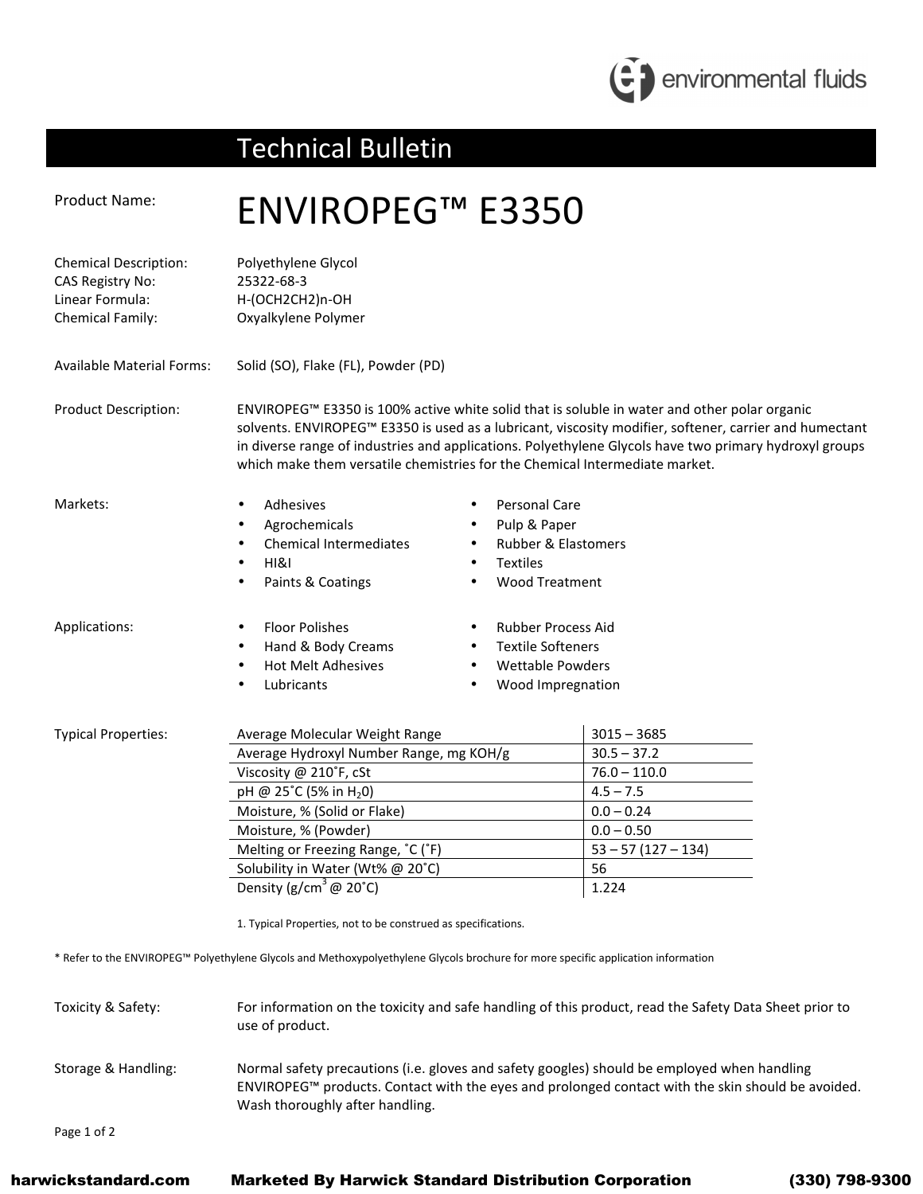# Technical Bulletin

**Product Name:** ENVIROPEG™ E3350

**Chemical Description:** Polyethylene Glycol
**CAS Registry No:** 25322-68-3
**Linear Formula:** H-(OCH2CH2)n-OH
**Chemical Family:** Oxyalkylene Polymer

**Available Material Forms:** Solid (SO), Flake (FL), Powder (PD)

**Product Description:** ENVIROPEG™ E3350 is 100% active white solid that is soluble in water and other polar organic solvents. ENVIROPEG™ E3350 is used as a lubricant, viscosity modifier, softener, carrier and humectant in diverse range of industries and applications. Polyethylene Glycols have two primary hydroxyl groups which make them versatile chemistries for the Chemical Intermediate market.

**Markets:**

- Adhesives
- Agrochemicals
- Chemical Intermediates
- HI&I
- Paints & Coatings
- Personal Care
- Pulp & Paper
- Rubber & Elastomers
- Textiles
- Wood Treatment

**Applications:**

- Floor Polishes
- Hand & Body Creams
- Hot Melt Adhesives
- Lubricants
- Rubber Process Aid
- Textile Softeners
- Wettable Powders
- Wood Impregnation

**Typical Properties:**

| Property | Value |
|---|---|
| Average Molecular Weight Range | 3015 – 3685 |
| Average Hydroxyl Number Range, mg KOH/g | 30.5 – 37.2 |
| Viscosity @ 210˚F, cSt | 76.0 – 110.0 |
| pH @ 25˚C (5% in $H_2O$) | 4.5 – 7.5 |
| Moisture, % (Solid or Flake) | 0.0 – 0.24 |
| Moisture, % (Powder) | 0.0 – 0.50 |
| Melting or Freezing Range, ˚C (˚F) | 53 – 57 (127 – 134) |
| Solubility in Water (Wt% @ 20˚C) | 56 |
| Density (g/$cm^3$ @ 20˚C) | 1.224 |

1. Typical Properties, not to be construed as specifications.

* Refer to the ENVIROPEG™ Polyethylene Glycols and Methoxypolyethylene Glycols brochure for more specific application information

**Toxicity & Safety:** For information on the toxicity and safe handling of this product, read the Safety Data Sheet prior to use of product.

**Storage & Handling:** Normal safety precautions (i.e. gloves and safety googles) should be employed when handling ENVIROPEG™ products. Contact with the eyes and prolonged contact with the skin should be avoided. Wash thoroughly after handling.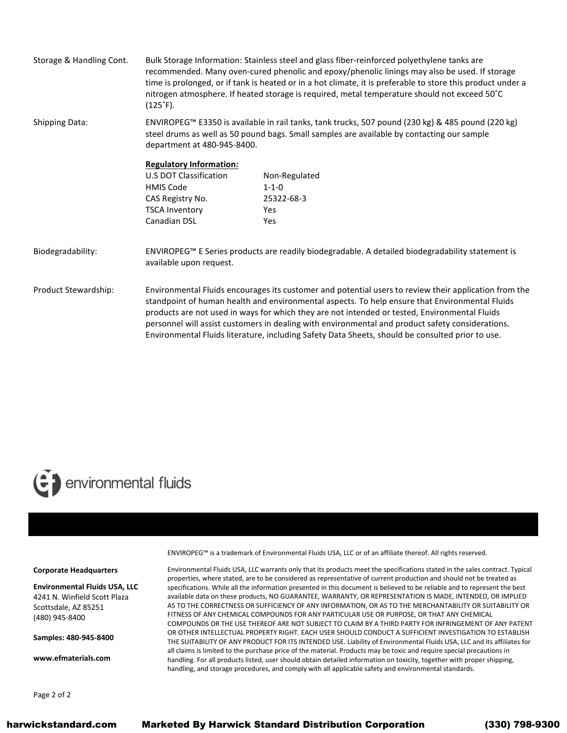**Storage & Handling Cont.**

Bulk Storage Information: Stainless steel and glass fiber-reinforced polyethylene tanks are recommended. Many oven-cured phenolic and epoxy/phenolic linings may also be used. If storage time is prolonged, or if tank is heated or in a hot climate, it is preferable to store this product under a nitrogen atmosphere. If heated storage is required, metal temperature should not exceed 50˚C (125˚F).

**Shipping Data:**

ENVIROPEG™ E3350 is available in rail tanks, tank trucks, 507 pound (230 kg) & 485 pound (220 kg) steel drums as well as 50 pound bags. Small samples are available by contacting our sample department at 480-945-8400.

**Regulatory Information:**

| | |
|---|---|
| U.S DOT Classification | Non-Regulated |
| HMIS Code | 1-1-0 |
| CAS Registry No. | 25322-68-3 |
| TSCA Inventory | Yes |
| Canadian DSL | Yes |

**Biodegradability:**

ENVIROPEG™ E Series products are readily biodegradable. A detailed biodegradability statement is available upon request.

**Product Stewardship:**

Environmental Fluids encourages its customer and potential users to review their application from the standpoint of human health and environmental aspects. To help ensure that Environmental Fluids products are not used in ways for which they are not intended or tested, Environmental Fluids personnel will assist customers in dealing with environmental and product safety considerations. Environmental Fluids literature, including Safety Data Sheets, should be consulted prior to use.

environmental fluids

**Corporate Headquarters**

**Environmental Fluids USA, LLC**
4241 N. Winfield Scott Plaza
Scottsdale, AZ 85251
(480) 945-8400

**Samples: 480-945-8400**

**www.efmaterials.com**

ENVIROPEG™ is a trademark of Environmental Fluids USA, LLC or of an affiliate thereof. All rights reserved.

Environmental Fluids USA, LLC warrants only that its products meet the specifications stated in the sales contract. Typical properties, where stated, are to be considered as representative of current production and should not be treated as specifications. While all the information presented in this document is believed to be reliable and to represent the best available data on these products, NO GUARANTEE, WARRANTY, OR REPRESENTATION IS MADE, INTENDED, OR IMPLIED AS TO THE CORRECTNESS OR SUFFICIENCY OF ANY INFORMATION, OR AS TO THE MERCHANTABILITY OR SUITABILITY OR FITNESS OF ANY CHEMICAL COMPOUNDS FOR ANY PARTICULAR USE OR PURPOSE, OR THAT ANY CHEMICAL COMPOUNDS OR THE USE THEREOF ARE NOT SUBJECT TO CLAIM BY A THIRD PARTY FOR INFRINGEMENT OF ANY PATENT OR OTHER INTELLECTUAL PROPERTY RIGHT. EACH USER SHOULD CONDUCT A SUFFICIENT INVESTIGATION TO ESTABLISH THE SUITABILITY OF ANY PRODUCT FOR ITS INTENDED USE. Liability of Environmental Fluids USA, LLC and its affiliates for all claims is limited to the purchase price of the material. Products may be toxic and require special precautions in handling. For all products listed, user should obtain detailed information on toxicity, together with proper shipping, handling, and storage procedures, and comply with all applicable safety and environmental standards.

**harwickstandard.com Marketed By Harwick Standard Distribution Corporation (330) 798-9300**